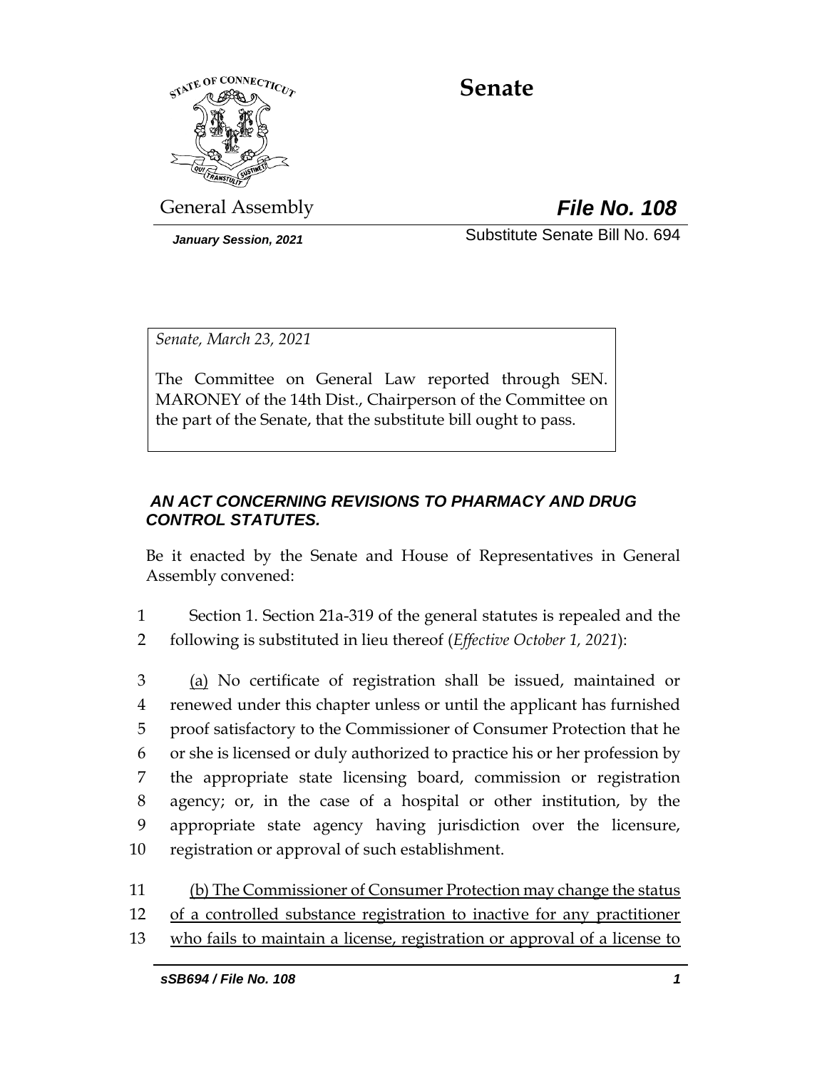# Senate

General Assembly **File No. 108**

*January Session, 2021*

Substitute Senate Bill No. 694

*Senate, March 23, 2021*

The Committee on General Law reported through SEN. MARONEY of the 14th Dist., Chairperson of the Committee on the part of the Senate, that the substitute bill ought to pass.

## *AN ACT CONCERNING REVISIONS TO PHARMACY AND DRUG CONTROL STATUTES.*

Be it enacted by the Senate and House of Representatives in General Assembly convened:

1 Section 1. Section 21a-319 of the general statutes is repealed and the
2 following is substituted in lieu thereof (*Effective October 1, 2021*):

3 (a) No certificate of registration shall be issued, maintained or
4 renewed under this chapter unless or until the applicant has furnished
5 proof satisfactory to the Commissioner of Consumer Protection that he
6 or she is licensed or duly authorized to practice his or her profession by
7 the appropriate state licensing board, commission or registration
8 agency; or, in the case of a hospital or other institution, by the
9 appropriate state agency having jurisdiction over the licensure,
10 registration or approval of such establishment.

11 (b) The Commissioner of Consumer Protection may change the status
12 of a controlled substance registration to inactive for any practitioner
13 who fails to maintain a license, registration or approval of a license to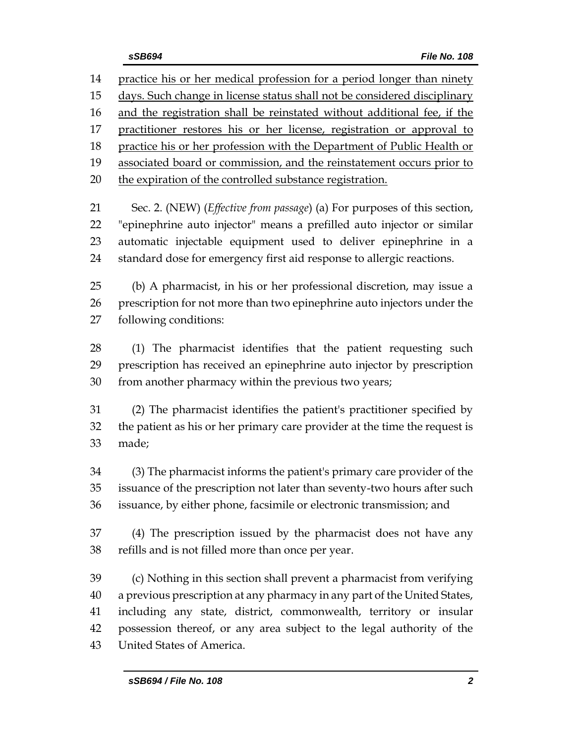practice his or her medical profession for a period longer than ninety days. Such change in license status shall not be considered disciplinary and the registration shall be reinstated without additional fee, if the practitioner restores his or her license, registration or approval to practice his or her profession with the Department of Public Health or associated board or commission, and the reinstatement occurs prior to the expiration of the controlled substance registration.

Sec. 2. (NEW) (*Effective from passage*) (a) For purposes of this section, "epinephrine auto injector" means a prefilled auto injector or similar automatic injectable equipment used to deliver epinephrine in a standard dose for emergency first aid response to allergic reactions.

(b) A pharmacist, in his or her professional discretion, may issue a prescription for not more than two epinephrine auto injectors under the following conditions:

(1) The pharmacist identifies that the patient requesting such prescription has received an epinephrine auto injector by prescription from another pharmacy within the previous two years;

(2) The pharmacist identifies the patient's practitioner specified by the patient as his or her primary care provider at the time the request is made;

(3) The pharmacist informs the patient's primary care provider of the issuance of the prescription not later than seventy-two hours after such issuance, by either phone, facsimile or electronic transmission; and

(4) The prescription issued by the pharmacist does not have any refills and is not filled more than once per year.

(c) Nothing in this section shall prevent a pharmacist from verifying a previous prescription at any pharmacy in any part of the United States, including any state, district, commonwealth, territory or insular possession thereof, or any area subject to the legal authority of the United States of America.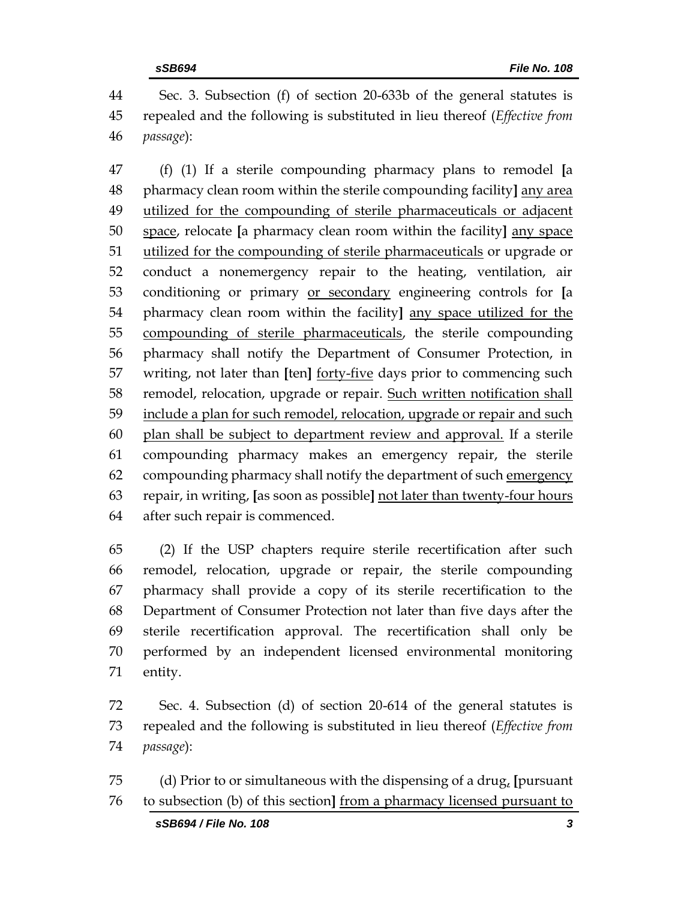Sec. 3. Subsection (f) of section 20-633b of the general statutes is repealed and the following is substituted in lieu thereof (*Effective from passage*):

(f) (1) If a sterile compounding pharmacy plans to remodel **[**a pharmacy clean room within the sterile compounding facility**]** <u>any area utilized for the compounding of sterile pharmaceuticals or adjacent space</u>, relocate **[**a pharmacy clean room within the facility**]** <u>any space utilized for the compounding of sterile pharmaceuticals</u> or upgrade or conduct a nonemergency repair to the heating, ventilation, air conditioning or primary <u>or secondary</u> engineering controls for **[**a pharmacy clean room within the facility**]** <u>any space utilized for the compounding of sterile pharmaceuticals</u>, the sterile compounding pharmacy shall notify the Department of Consumer Protection, in writing, not later than **[**ten**]** <u>forty-five</u> days prior to commencing such remodel, relocation, upgrade or repair. <u>Such written notification shall include a plan for such remodel, relocation, upgrade or repair and such plan shall be subject to department review and approval.</u> If a sterile compounding pharmacy makes an emergency repair, the sterile compounding pharmacy shall notify the department of such <u>emergency</u> repair, in writing, **[**as soon as possible**]** <u>not later than twenty-four hours</u> after such repair is commenced.

(2) If the USP chapters require sterile recertification after such remodel, relocation, upgrade or repair, the sterile compounding pharmacy shall provide a copy of its sterile recertification to the Department of Consumer Protection not later than five days after the sterile recertification approval. The recertification shall only be performed by an independent licensed environmental monitoring entity.

Sec. 4. Subsection (d) of section 20-614 of the general statutes is repealed and the following is substituted in lieu thereof (*Effective from passage*):

(d) Prior to or simultaneous with the dispensing of a drug<u>,</u> **[**pursuant to subsection (b) of this section**]** <u>from a pharmacy licensed pursuant to</u>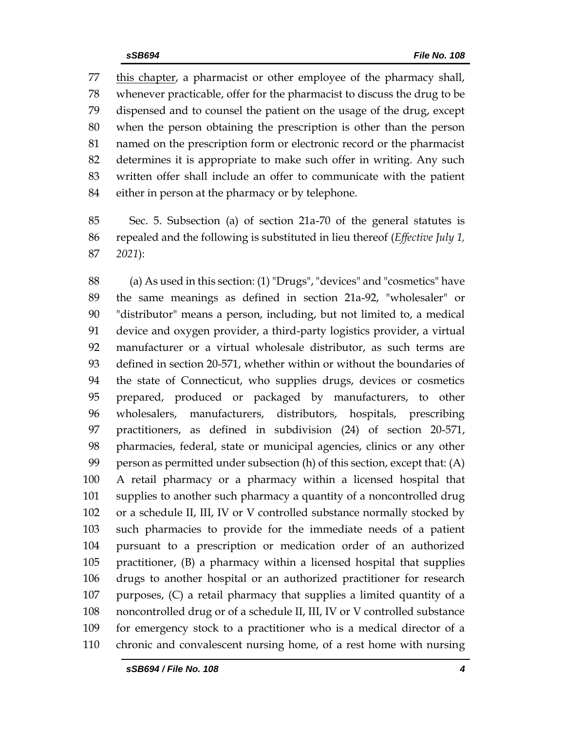this chapter, a pharmacist or other employee of the pharmacy shall, whenever practicable, offer for the pharmacist to discuss the drug to be dispensed and to counsel the patient on the usage of the drug, except when the person obtaining the prescription is other than the person named on the prescription form or electronic record or the pharmacist determines it is appropriate to make such offer in writing. Any such written offer shall include an offer to communicate with the patient either in person at the pharmacy or by telephone.

Sec. 5. Subsection (a) of section 21a-70 of the general statutes is repealed and the following is substituted in lieu thereof (*Effective July 1, 2021*):

(a) As used in this section: (1) "Drugs", "devices" and "cosmetics" have the same meanings as defined in section 21a-92, "wholesaler" or "distributor" means a person, including, but not limited to, a medical device and oxygen provider, a third-party logistics provider, a virtual manufacturer or a virtual wholesale distributor, as such terms are defined in section 20-571, whether within or without the boundaries of the state of Connecticut, who supplies drugs, devices or cosmetics prepared, produced or packaged by manufacturers, to other wholesalers, manufacturers, distributors, hospitals, prescribing practitioners, as defined in subdivision (24) of section 20-571, pharmacies, federal, state or municipal agencies, clinics or any other person as permitted under subsection (h) of this section, except that: (A) A retail pharmacy or a pharmacy within a licensed hospital that supplies to another such pharmacy a quantity of a noncontrolled drug or a schedule II, III, IV or V controlled substance normally stocked by such pharmacies to provide for the immediate needs of a patient pursuant to a prescription or medication order of an authorized practitioner, (B) a pharmacy within a licensed hospital that supplies drugs to another hospital or an authorized practitioner for research purposes, (C) a retail pharmacy that supplies a limited quantity of a noncontrolled drug or of a schedule II, III, IV or V controlled substance for emergency stock to a practitioner who is a medical director of a chronic and convalescent nursing home, of a rest home with nursing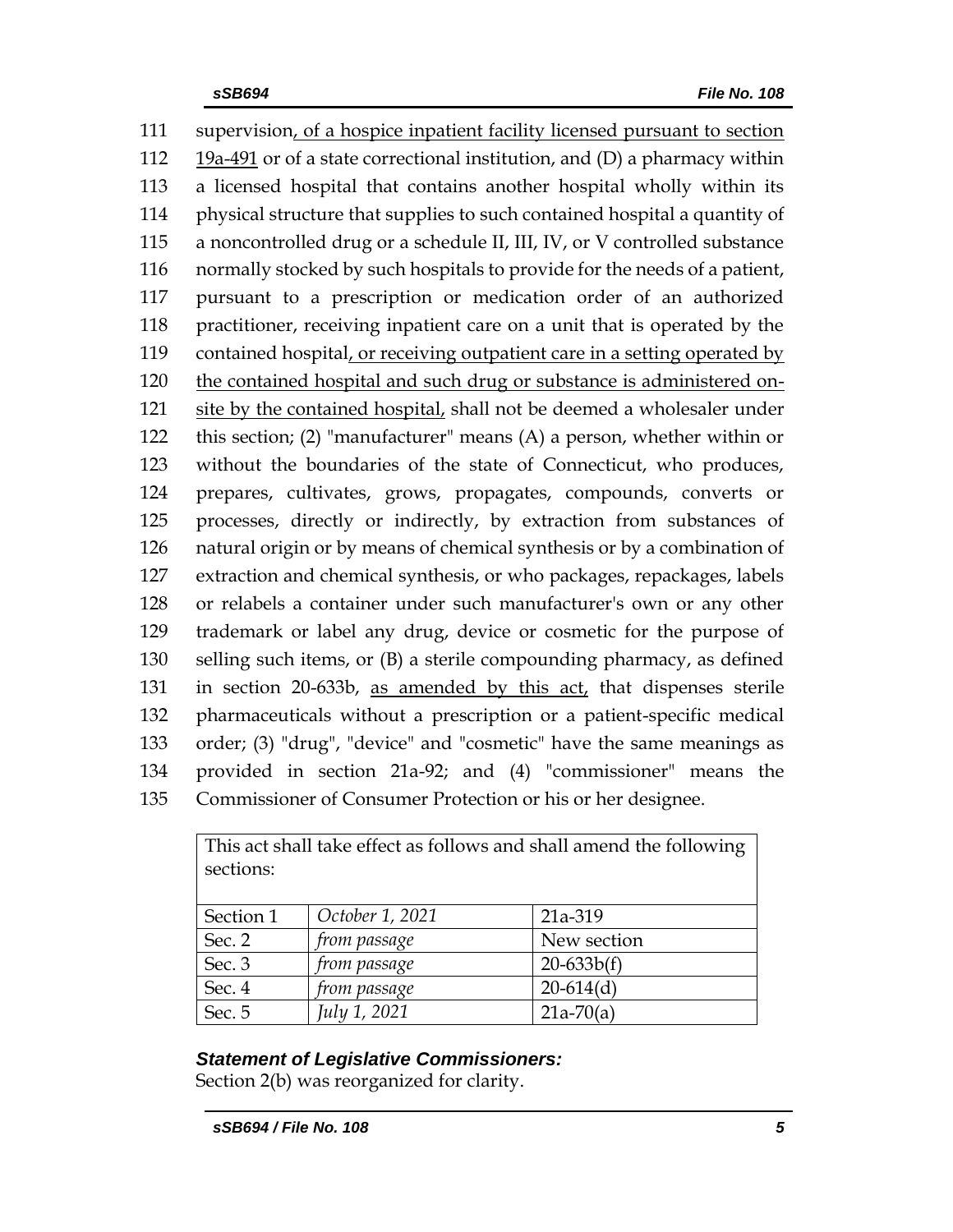111 supervision, of a hospice inpatient facility licensed pursuant to section
112 19a-491 or of a state correctional institution, and (D) a pharmacy within
113 a licensed hospital that contains another hospital wholly within its
114 physical structure that supplies to such contained hospital a quantity of
115 a noncontrolled drug or a schedule II, III, IV, or V controlled substance
116 normally stocked by such hospitals to provide for the needs of a patient,
117 pursuant to a prescription or medication order of an authorized
118 practitioner, receiving inpatient care on a unit that is operated by the
119 contained hospital, or receiving outpatient care in a setting operated by
120 the contained hospital and such drug or substance is administered on-
121 site by the contained hospital, shall not be deemed a wholesaler under
122 this section; (2) "manufacturer" means (A) a person, whether within or
123 without the boundaries of the state of Connecticut, who produces,
124 prepares, cultivates, grows, propagates, compounds, converts or
125 processes, directly or indirectly, by extraction from substances of
126 natural origin or by means of chemical synthesis or by a combination of
127 extraction and chemical synthesis, or who packages, repackages, labels
128 or relabels a container under such manufacturer's own or any other
129 trademark or label any drug, device or cosmetic for the purpose of
130 selling such items, or (B) a sterile compounding pharmacy, as defined
131 in section 20-633b, as amended by this act, that dispenses sterile
132 pharmaceuticals without a prescription or a patient-specific medical
133 order; (3) "drug", "device" and "cosmetic" have the same meanings as
134 provided in section 21a-92; and (4) "commissioner" means the
135 Commissioner of Consumer Protection or his or her designee.

| This act shall take effect as follows and shall amend the following sections: | | |
|---|---|---|
| Section 1 | *October 1, 2021* | 21a-319 |
| Sec. 2 | *from passage* | New section |
| Sec. 3 | *from passage* | 20-633b(f) |
| Sec. 4 | *from passage* | 20-614(d) |
| Sec. 5 | *July 1, 2021* | 21a-70(a) |

***Statement of Legislative Commissioners:***
Section 2(b) was reorganized for clarity.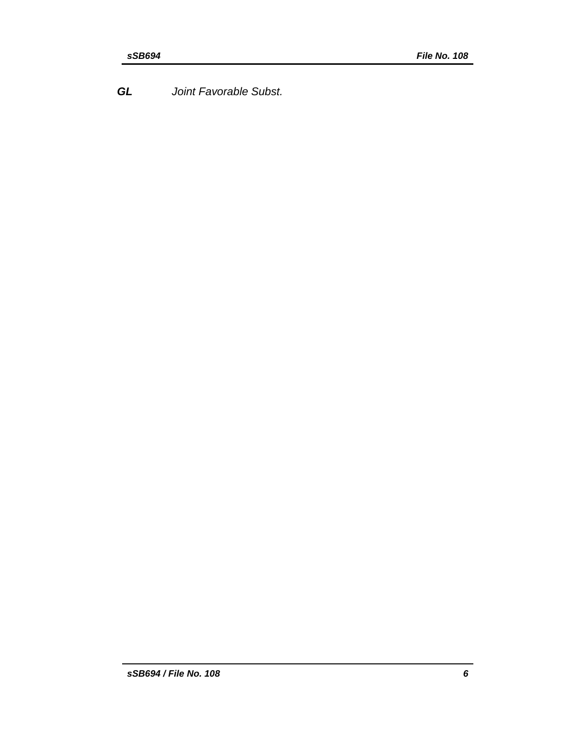***GL*** *Joint Favorable Subst.*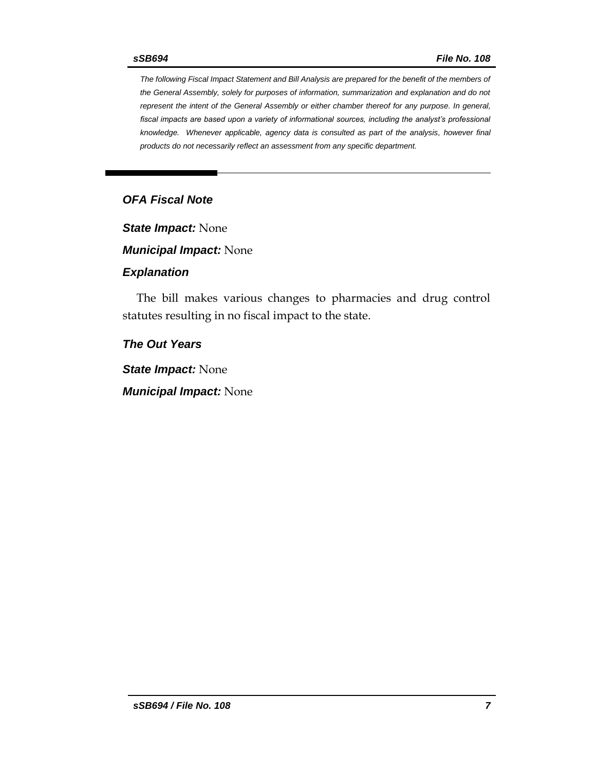*The following Fiscal Impact Statement and Bill Analysis are prepared for the benefit of the members of the General Assembly, solely for purposes of information, summarization and explanation and do not represent the intent of the General Assembly or either chamber thereof for any purpose. In general, fiscal impacts are based upon a variety of informational sources, including the analyst's professional knowledge. Whenever applicable, agency data is consulted as part of the analysis, however final products do not necessarily reflect an assessment from any specific department.*

## OFA Fiscal Note

***State Impact:*** None

***Municipal Impact:*** None

### Explanation

The bill makes various changes to pharmacies and drug control statutes resulting in no fiscal impact to the state.

### The Out Years

***State Impact:*** None

***Municipal Impact:*** None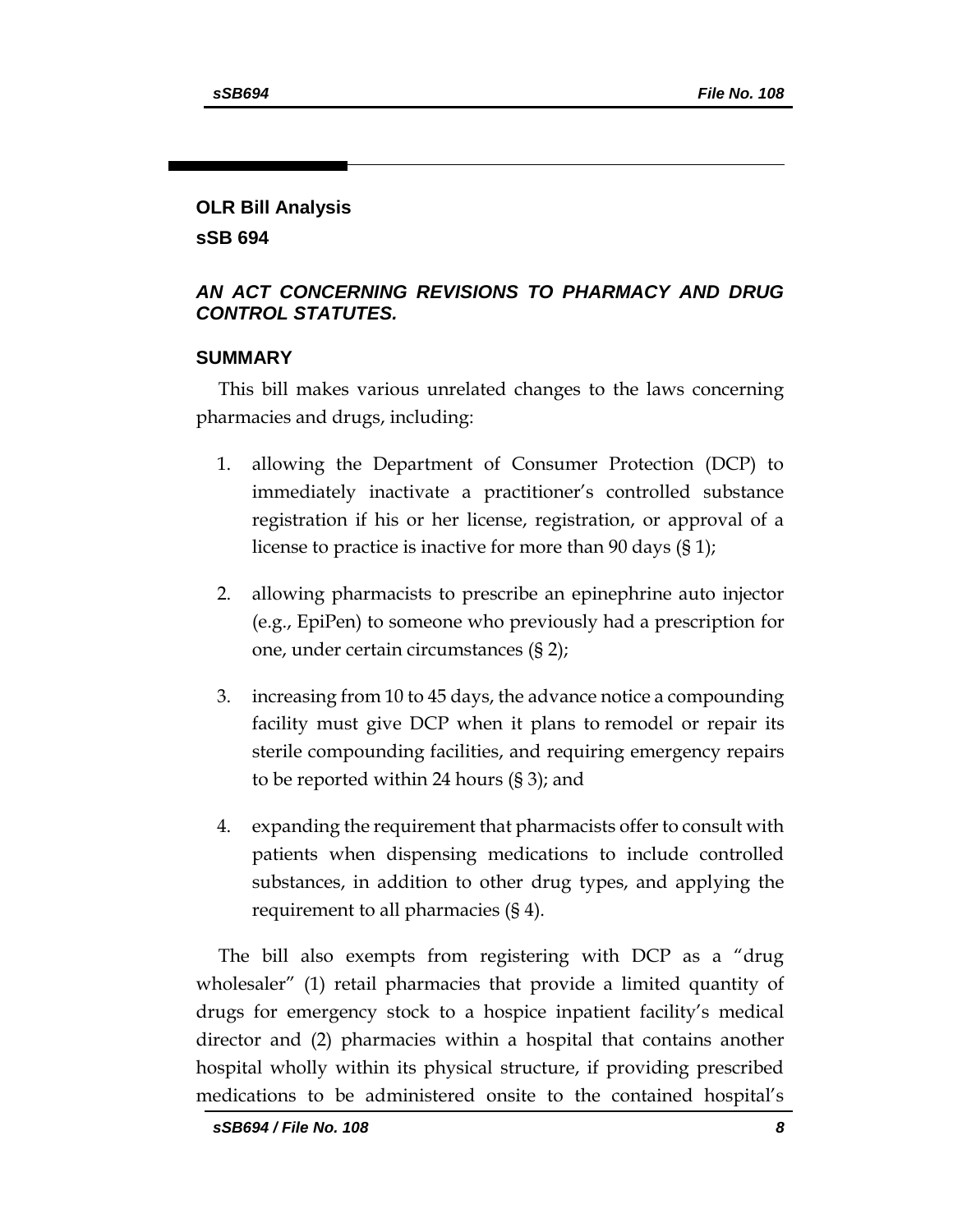## OLR Bill Analysis

**sSB 694**

### *AN ACT CONCERNING REVISIONS TO PHARMACY AND DRUG CONTROL STATUTES.*

### SUMMARY

This bill makes various unrelated changes to the laws concerning pharmacies and drugs, including:

1. allowing the Department of Consumer Protection (DCP) to immediately inactivate a practitioner's controlled substance registration if his or her license, registration, or approval of a license to practice is inactive for more than 90 days (§ 1);

2. allowing pharmacists to prescribe an epinephrine auto injector (e.g., EpiPen) to someone who previously had a prescription for one, under certain circumstances (§ 2);

3. increasing from 10 to 45 days, the advance notice a compounding facility must give DCP when it plans to remodel or repair its sterile compounding facilities, and requiring emergency repairs to be reported within 24 hours (§ 3); and

4. expanding the requirement that pharmacists offer to consult with patients when dispensing medications to include controlled substances, in addition to other drug types, and applying the requirement to all pharmacies (§ 4).

The bill also exempts from registering with DCP as a "drug wholesaler" (1) retail pharmacies that provide a limited quantity of drugs for emergency stock to a hospice inpatient facility's medical director and (2) pharmacies within a hospital that contains another hospital wholly within its physical structure, if providing prescribed medications to be administered onsite to the contained hospital's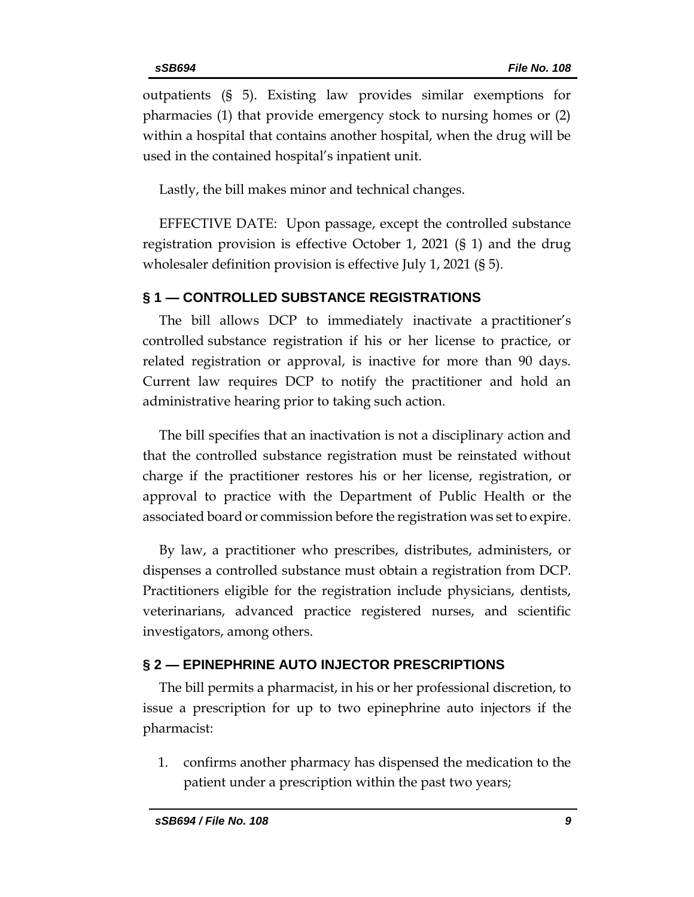outpatients (§ 5). Existing law provides similar exemptions for pharmacies (1) that provide emergency stock to nursing homes or (2) within a hospital that contains another hospital, when the drug will be used in the contained hospital's inpatient unit.

Lastly, the bill makes minor and technical changes.

EFFECTIVE DATE: Upon passage, except the controlled substance registration provision is effective October 1, 2021 (§ 1) and the drug wholesaler definition provision is effective July 1, 2021 (§ 5).

## § 1 — CONTROLLED SUBSTANCE REGISTRATIONS

The bill allows DCP to immediately inactivate a practitioner's controlled substance registration if his or her license to practice, or related registration or approval, is inactive for more than 90 days. Current law requires DCP to notify the practitioner and hold an administrative hearing prior to taking such action.

The bill specifies that an inactivation is not a disciplinary action and that the controlled substance registration must be reinstated without charge if the practitioner restores his or her license, registration, or approval to practice with the Department of Public Health or the associated board or commission before the registration was set to expire.

By law, a practitioner who prescribes, distributes, administers, or dispenses a controlled substance must obtain a registration from DCP. Practitioners eligible for the registration include physicians, dentists, veterinarians, advanced practice registered nurses, and scientific investigators, among others.

## § 2 — EPINEPHRINE AUTO INJECTOR PRESCRIPTIONS

The bill permits a pharmacist, in his or her professional discretion, to issue a prescription for up to two epinephrine auto injectors if the pharmacist:

1. confirms another pharmacy has dispensed the medication to the patient under a prescription within the past two years;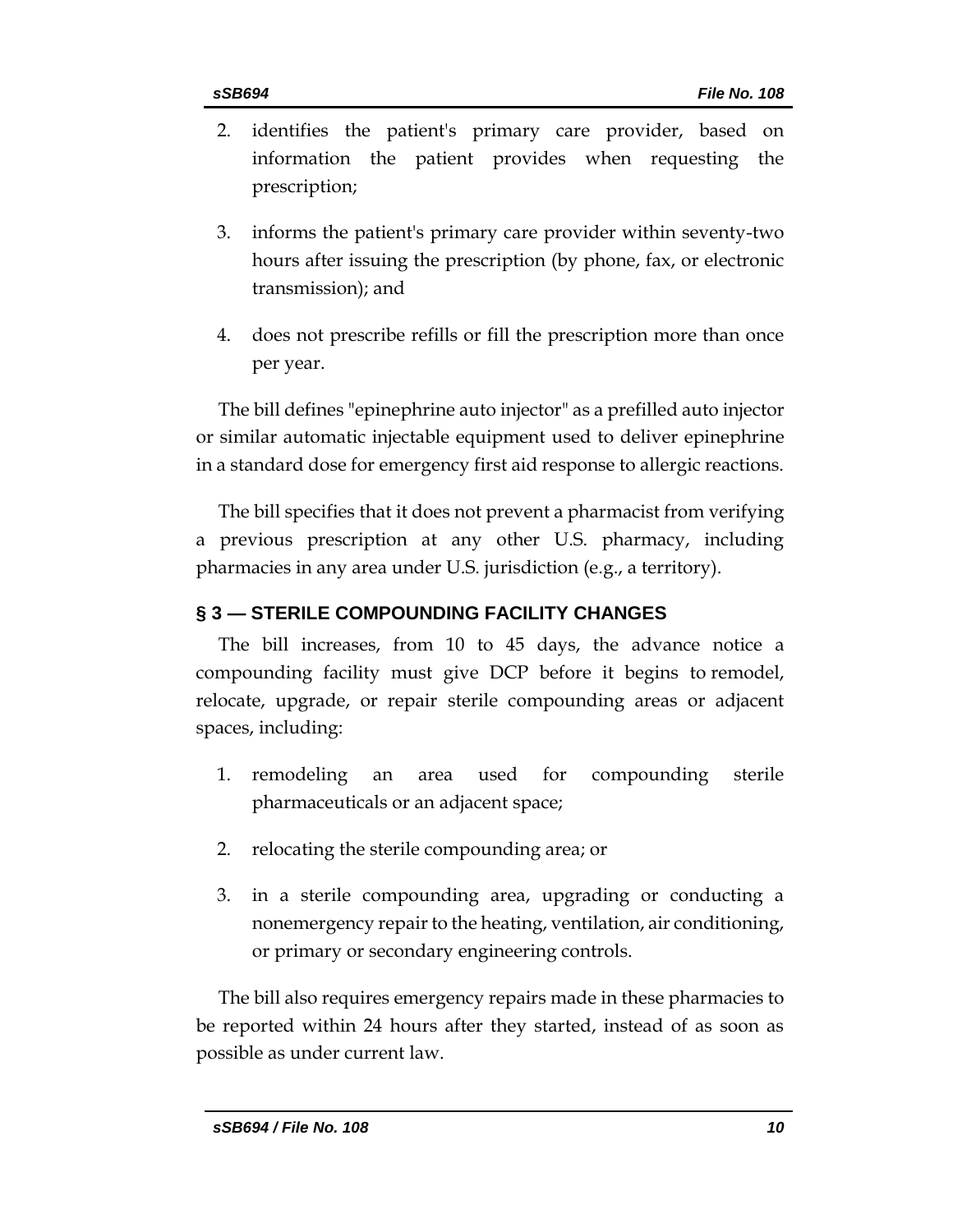2. identifies the patient's primary care provider, based on information the patient provides when requesting the prescription;

3. informs the patient's primary care provider within seventy-two hours after issuing the prescription (by phone, fax, or electronic transmission); and

4. does not prescribe refills or fill the prescription more than once per year.

The bill defines "epinephrine auto injector" as a prefilled auto injector or similar automatic injectable equipment used to deliver epinephrine in a standard dose for emergency first aid response to allergic reactions.

The bill specifies that it does not prevent a pharmacist from verifying a previous prescription at any other U.S. pharmacy, including pharmacies in any area under U.S. jurisdiction (e.g., a territory).

## § 3 — STERILE COMPOUNDING FACILITY CHANGES

The bill increases, from 10 to 45 days, the advance notice a compounding facility must give DCP before it begins to remodel, relocate, upgrade, or repair sterile compounding areas or adjacent spaces, including:

1. remodeling an area used for compounding sterile pharmaceuticals or an adjacent space;

2. relocating the sterile compounding area; or

3. in a sterile compounding area, upgrading or conducting a nonemergency repair to the heating, ventilation, air conditioning, or primary or secondary engineering controls.

The bill also requires emergency repairs made in these pharmacies to be reported within 24 hours after they started, instead of as soon as possible as under current law.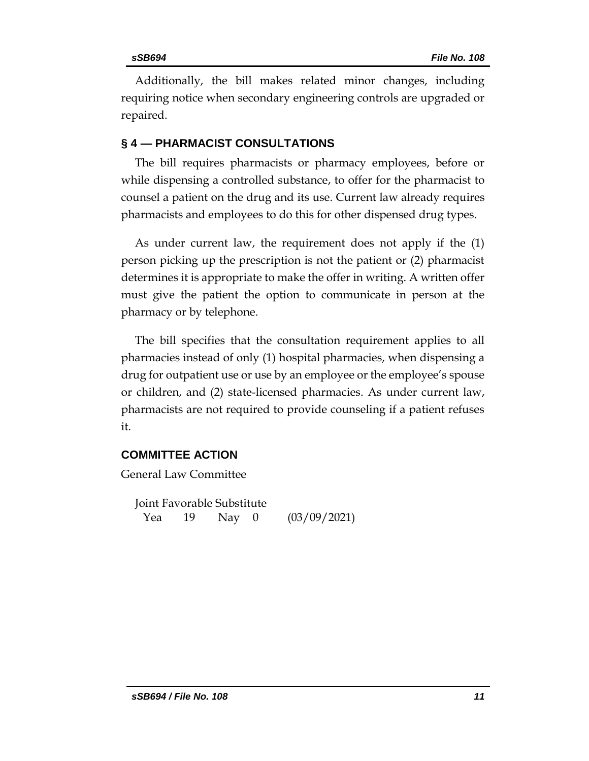Additionally, the bill makes related minor changes, including requiring notice when secondary engineering controls are upgraded or repaired.

## § 4 — PHARMACIST CONSULTATIONS

The bill requires pharmacists or pharmacy employees, before or while dispensing a controlled substance, to offer for the pharmacist to counsel a patient on the drug and its use. Current law already requires pharmacists and employees to do this for other dispensed drug types.

As under current law, the requirement does not apply if the (1) person picking up the prescription is not the patient or (2) pharmacist determines it is appropriate to make the offer in writing. A written offer must give the patient the option to communicate in person at the pharmacy or by telephone.

The bill specifies that the consultation requirement applies to all pharmacies instead of only (1) hospital pharmacies, when dispensing a drug for outpatient use or use by an employee or the employee's spouse or children, and (2) state-licensed pharmacies. As under current law, pharmacists are not required to provide counseling if a patient refuses it.

## COMMITTEE ACTION

General Law Committee

Joint Favorable Substitute

| | | | | |
|---|---|---|---|---|
| Yea | 19 | Nay | 0 | (03/09/2021) |